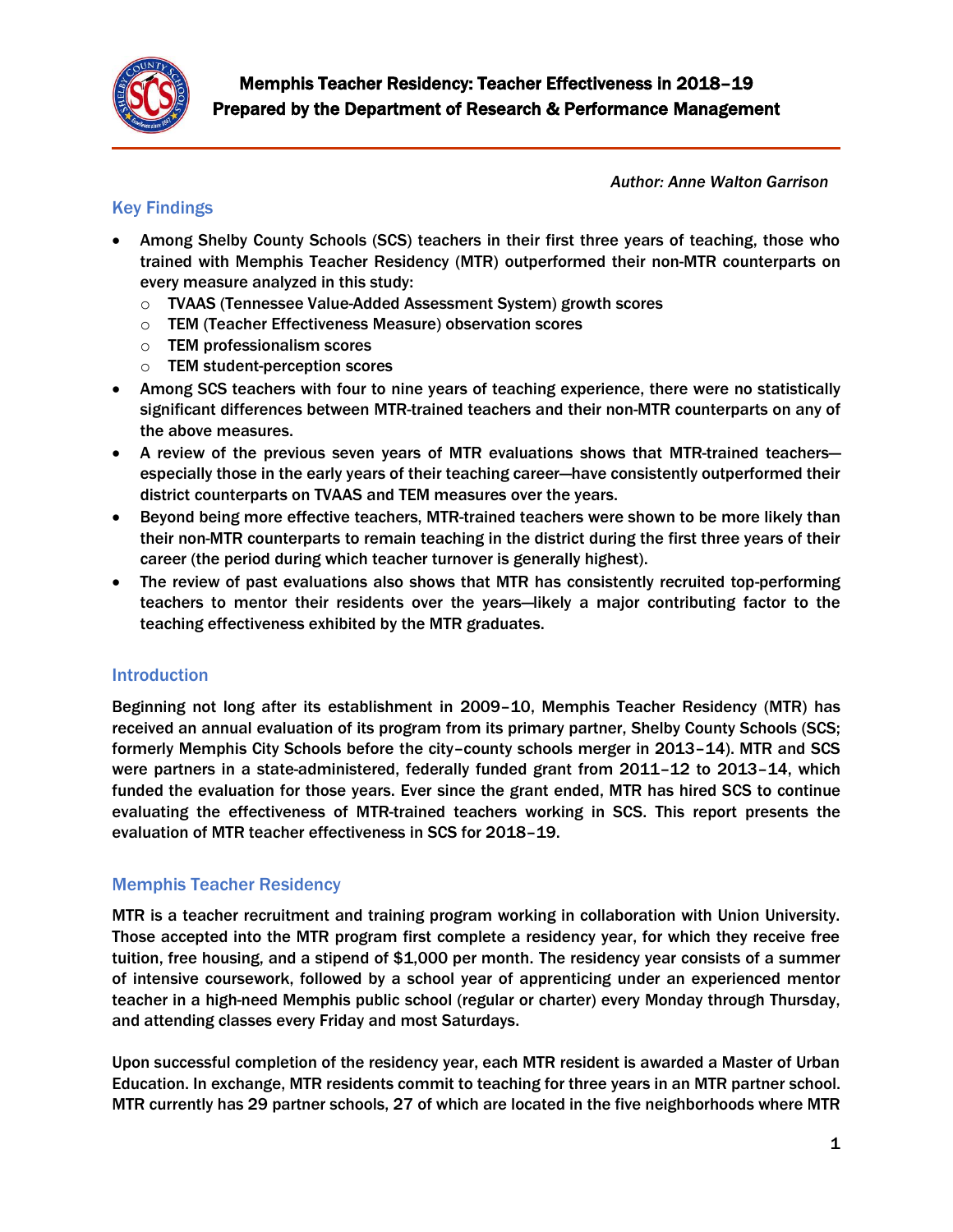# Memphis Teacher Residency: Teacher Effectiveness in 2018–19
## Prepared by the Department of Research & Performance Management

*Author: Anne Walton Garrison*

## Key Findings

- Among Shelby County Schools (SCS) teachers in their first three years of teaching, those who trained with Memphis Teacher Residency (MTR) outperformed their non-MTR counterparts on every measure analyzed in this study:
  - TVAAS (Tennessee Value-Added Assessment System) growth scores
  - TEM (Teacher Effectiveness Measure) observation scores
  - TEM professionalism scores
  - TEM student-perception scores
- Among SCS teachers with four to nine years of teaching experience, there were no statistically significant differences between MTR-trained teachers and their non-MTR counterparts on any of the above measures.
- A review of the previous seven years of MTR evaluations shows that MTR-trained teachers—especially those in the early years of their teaching career—have consistently outperformed their district counterparts on TVAAS and TEM measures over the years.
- Beyond being more effective teachers, MTR-trained teachers were shown to be more likely than their non-MTR counterparts to remain teaching in the district during the first three years of their career (the period during which teacher turnover is generally highest).
- The review of past evaluations also shows that MTR has consistently recruited top-performing teachers to mentor their residents over the years—likely a major contributing factor to the teaching effectiveness exhibited by the MTR graduates.

## Introduction

Beginning not long after its establishment in 2009–10, Memphis Teacher Residency (MTR) has received an annual evaluation of its program from its primary partner, Shelby County Schools (SCS; formerly Memphis City Schools before the city–county schools merger in 2013–14). MTR and SCS were partners in a state-administered, federally funded grant from 2011–12 to 2013–14, which funded the evaluation for those years. Ever since the grant ended, MTR has hired SCS to continue evaluating the effectiveness of MTR-trained teachers working in SCS. This report presents the evaluation of MTR teacher effectiveness in SCS for 2018–19.

## Memphis Teacher Residency

MTR is a teacher recruitment and training program working in collaboration with Union University. Those accepted into the MTR program first complete a residency year, for which they receive free tuition, free housing, and a stipend of $1,000 per month. The residency year consists of a summer of intensive coursework, followed by a school year of apprenticing under an experienced mentor teacher in a high-need Memphis public school (regular or charter) every Monday through Thursday, and attending classes every Friday and most Saturdays.

Upon successful completion of the residency year, each MTR resident is awarded a Master of Urban Education. In exchange, MTR residents commit to teaching for three years in an MTR partner school. MTR currently has 29 partner schools, 27 of which are located in the five neighborhoods where MTR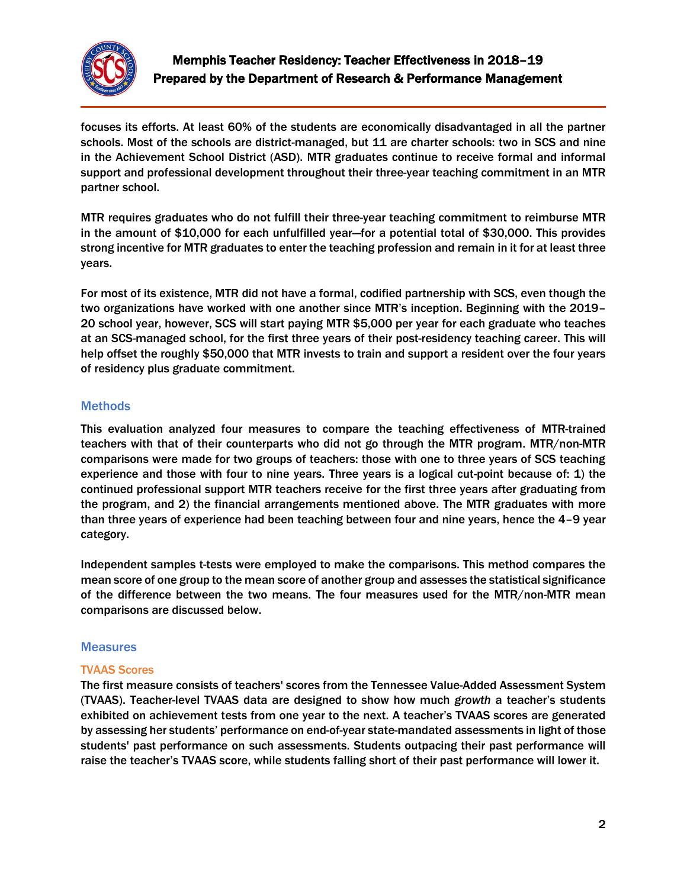focuses its efforts. At least 60% of the students are economically disadvantaged in all the partner schools. Most of the schools are district-managed, but 11 are charter schools: two in SCS and nine in the Achievement School District (ASD). MTR graduates continue to receive formal and informal support and professional development throughout their three-year teaching commitment in an MTR partner school.

MTR requires graduates who do not fulfill their three-year teaching commitment to reimburse MTR in the amount of $10,000 for each unfulfilled year—for a potential total of $30,000. This provides strong incentive for MTR graduates to enter the teaching profession and remain in it for at least three years.

For most of its existence, MTR did not have a formal, codified partnership with SCS, even though the two organizations have worked with one another since MTR's inception. Beginning with the 2019–20 school year, however, SCS will start paying MTR $5,000 per year for each graduate who teaches at an SCS-managed school, for the first three years of their post-residency teaching career. This will help offset the roughly $50,000 that MTR invests to train and support a resident over the four years of residency plus graduate commitment.

## Methods

This evaluation analyzed four measures to compare the teaching effectiveness of MTR-trained teachers with that of their counterparts who did not go through the MTR program. MTR/non-MTR comparisons were made for two groups of teachers: those with one to three years of SCS teaching experience and those with four to nine years. Three years is a logical cut-point because of: 1) the continued professional support MTR teachers receive for the first three years after graduating from the program, and 2) the financial arrangements mentioned above. The MTR graduates with more than three years of experience had been teaching between four and nine years, hence the 4–9 year category.

Independent samples t-tests were employed to make the comparisons. This method compares the mean score of one group to the mean score of another group and assesses the statistical significance of the difference between the two means. The four measures used for the MTR/non-MTR mean comparisons are discussed below.

## Measures

### TVAAS Scores

The first measure consists of teachers' scores from the Tennessee Value-Added Assessment System (TVAAS). Teacher-level TVAAS data are designed to show how much *growth* a teacher's students exhibited on achievement tests from one year to the next. A teacher's TVAAS scores are generated by assessing her students' performance on end-of-year state-mandated assessments in light of those students' past performance on such assessments. Students outpacing their past performance will raise the teacher's TVAAS score, while students falling short of their past performance will lower it.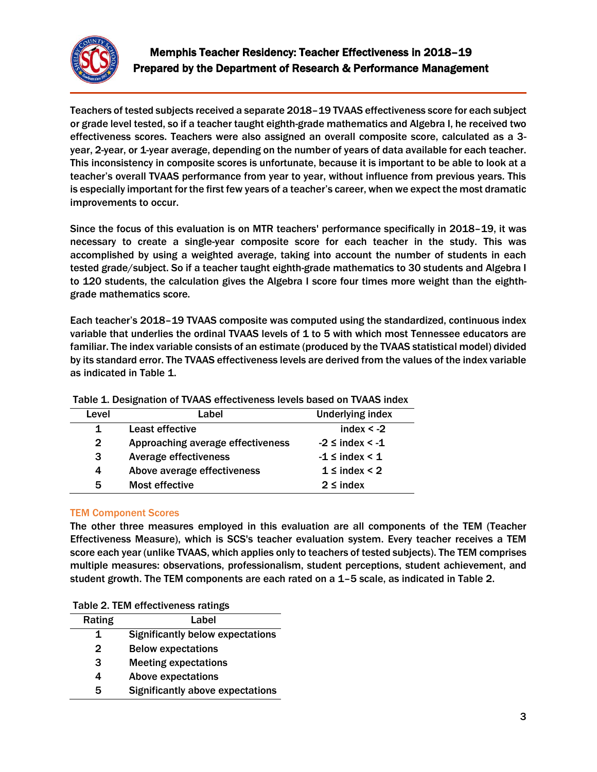Teachers of tested subjects received a separate 2018–19 TVAAS effectiveness score for each subject or grade level tested, so if a teacher taught eighth-grade mathematics and Algebra I, he received two effectiveness scores. Teachers were also assigned an overall composite score, calculated as a 3-year, 2-year, or 1-year average, depending on the number of years of data available for each teacher. This inconsistency in composite scores is unfortunate, because it is important to be able to look at a teacher's overall TVAAS performance from year to year, without influence from previous years. This is especially important for the first few years of a teacher's career, when we expect the most dramatic improvements to occur.

Since the focus of this evaluation is on MTR teachers' performance specifically in 2018–19, it was necessary to create a single-year composite score for each teacher in the study. This was accomplished by using a weighted average, taking into account the number of students in each tested grade/subject. So if a teacher taught eighth-grade mathematics to 30 students and Algebra I to 120 students, the calculation gives the Algebra I score four times more weight than the eighth-grade mathematics score.

Each teacher's 2018–19 TVAAS composite was computed using the standardized, continuous index variable that underlies the ordinal TVAAS levels of 1 to 5 with which most Tennessee educators are familiar. The index variable consists of an estimate (produced by the TVAAS statistical model) divided by its standard error. The TVAAS effectiveness levels are derived from the values of the index variable as indicated in Table 1.

Table 1. Designation of TVAAS effectiveness levels based on TVAAS index

| Level | Label | Underlying index |
|---|---|---|
| 1 | Least effective | index < -2 |
| 2 | Approaching average effectiveness | -2 ≤ index < -1 |
| 3 | Average effectiveness | -1 ≤ index < 1 |
| 4 | Above average effectiveness | 1 ≤ index < 2 |
| 5 | Most effective | 2 ≤ index |

### TEM Component Scores

The other three measures employed in this evaluation are all components of the TEM (Teacher Effectiveness Measure), which is SCS's teacher evaluation system. Every teacher receives a TEM score each year (unlike TVAAS, which applies only to teachers of tested subjects). The TEM comprises multiple measures: observations, professionalism, student perceptions, student achievement, and student growth. The TEM components are each rated on a 1–5 scale, as indicated in Table 2.

Table 2. TEM effectiveness ratings

| Rating | Label |
|---|---|
| 1 | Significantly below expectations |
| 2 | Below expectations |
| 3 | Meeting expectations |
| 4 | Above expectations |
| 5 | Significantly above expectations |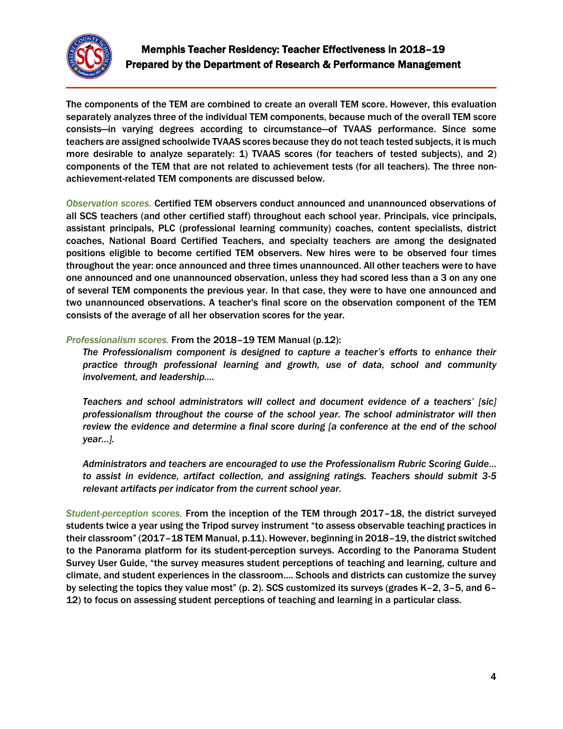The components of the TEM are combined to create an overall TEM score. However, this evaluation separately analyzes three of the individual TEM components, because much of the overall TEM score consists—in varying degrees according to circumstance—of TVAAS performance. Since some teachers are assigned schoolwide TVAAS scores because they do not teach tested subjects, it is much more desirable to analyze separately: 1) TVAAS scores (for teachers of tested subjects), and 2) components of the TEM that are not related to achievement tests (for all teachers). The three non-achievement-related TEM components are discussed below.

*Observation scores.* Certified TEM observers conduct announced and unannounced observations of all SCS teachers (and other certified staff) throughout each school year. Principals, vice principals, assistant principals, PLC (professional learning community) coaches, content specialists, district coaches, National Board Certified Teachers, and specialty teachers are among the designated positions eligible to become certified TEM observers. New hires were to be observed four times throughout the year: once announced and three times unannounced. All other teachers were to have one announced and one unannounced observation, unless they had scored less than a 3 on any one of several TEM components the previous year. In that case, they were to have one announced and two unannounced observations. A teacher's final score on the observation component of the TEM consists of the average of all her observation scores for the year.

*Professionalism scores.* From the 2018–19 TEM Manual (p.12):

> *The Professionalism component is designed to capture a teacher's efforts to enhance their practice through professional learning and growth, use of data, school and community involvement, and leadership….*
>
> *Teachers and school administrators will collect and document evidence of a teachers' [sic] professionalism throughout the course of the school year. The school administrator will then review the evidence and determine a final score during [a conference at the end of the school year…].*
>
> *Administrators and teachers are encouraged to use the Professionalism Rubric Scoring Guide… to assist in evidence, artifact collection, and assigning ratings. Teachers should submit 3-5 relevant artifacts per indicator from the current school year.*

*Student-perception scores.* From the inception of the TEM through 2017–18, the district surveyed students twice a year using the Tripod survey instrument "to assess observable teaching practices in their classroom" (2017–18 TEM Manual, p.11). However, beginning in 2018–19, the district switched to the Panorama platform for its student-perception surveys. According to the Panorama Student Survey User Guide, "the survey measures student perceptions of teaching and learning, culture and climate, and student experiences in the classroom…. Schools and districts can customize the survey by selecting the topics they value most" (p. 2). SCS customized its surveys (grades K–2, 3–5, and 6–12) to focus on assessing student perceptions of teaching and learning in a particular class.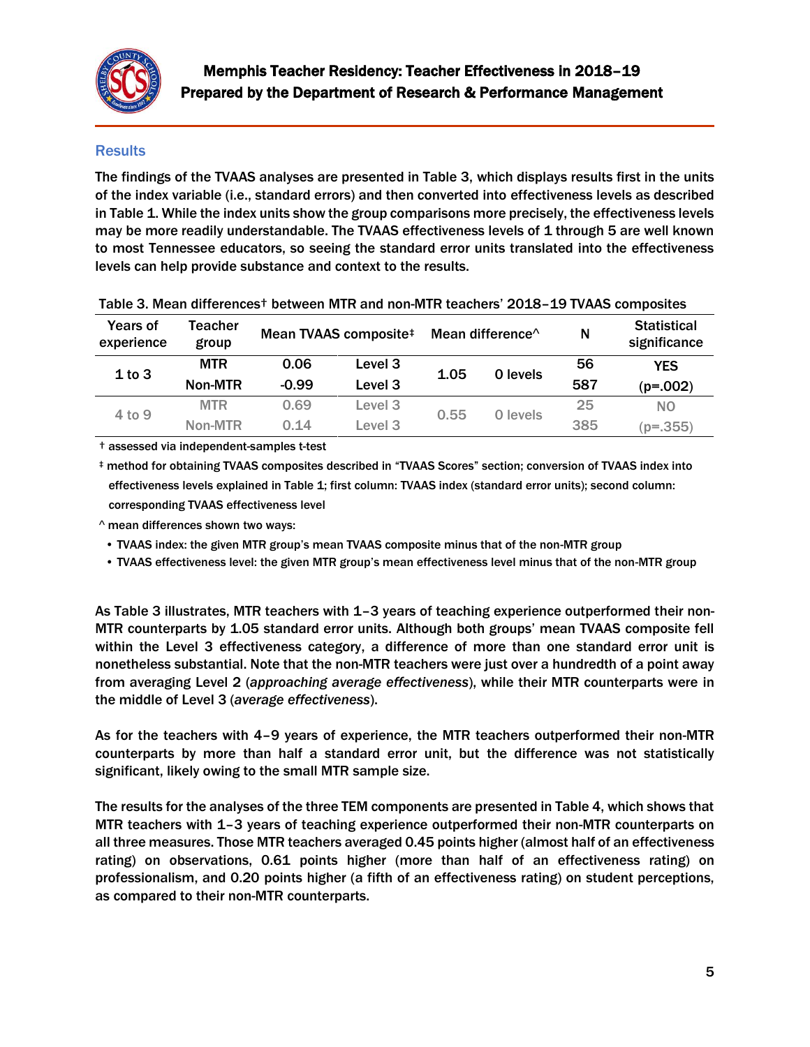## Results

The findings of the TVAAS analyses are presented in Table 3, which displays results first in the units of the index variable (i.e., standard errors) and then converted into effectiveness levels as described in Table 1. While the index units show the group comparisons more precisely, the effectiveness levels may be more readily understandable. The TVAAS effectiveness levels of 1 through 5 are well known to most Tennessee educators, so seeing the standard error units translated into the effectiveness levels can help provide substance and context to the results.

Table 3. Mean differences† between MTR and non-MTR teachers' 2018–19 TVAAS composites

| Years of experience | Teacher group | Mean TVAAS composite‡ | | Mean difference^ | | N | Statistical significance |
|---|---|---|---|---|---|---|---|
| 1 to 3 | MTR | 0.06 | Level 3 | 1.05 | 0 levels | 56 | YES |
| | Non-MTR | -0.99 | Level 3 | | | 587 | (p=.002) |
| 4 to 9 | MTR | 0.69 | Level 3 | 0.55 | 0 levels | 25 | NO |
| | Non-MTR | 0.14 | Level 3 | | | 385 | (p=.355) |

† assessed via independent-samples t-test

‡ method for obtaining TVAAS composites described in "TVAAS Scores" section; conversion of TVAAS index into effectiveness levels explained in Table 1; first column: TVAAS index (standard error units); second column: corresponding TVAAS effectiveness level

^ mean differences shown two ways:

- TVAAS index: the given MTR group's mean TVAAS composite minus that of the non-MTR group
- TVAAS effectiveness level: the given MTR group's mean effectiveness level minus that of the non-MTR group

As Table 3 illustrates, MTR teachers with 1–3 years of teaching experience outperformed their non-MTR counterparts by 1.05 standard error units. Although both groups' mean TVAAS composite fell within the Level 3 effectiveness category, a difference of more than one standard error unit is nonetheless substantial. Note that the non-MTR teachers were just over a hundredth of a point away from averaging Level 2 (*approaching average effectiveness*), while their MTR counterparts were in the middle of Level 3 (*average effectiveness*).

As for the teachers with 4–9 years of experience, the MTR teachers outperformed their non-MTR counterparts by more than half a standard error unit, but the difference was not statistically significant, likely owing to the small MTR sample size.

The results for the analyses of the three TEM components are presented in Table 4, which shows that MTR teachers with 1–3 years of teaching experience outperformed their non-MTR counterparts on all three measures. Those MTR teachers averaged 0.45 points higher (almost half of an effectiveness rating) on observations, 0.61 points higher (more than half of an effectiveness rating) on professionalism, and 0.20 points higher (a fifth of an effectiveness rating) on student perceptions, as compared to their non-MTR counterparts.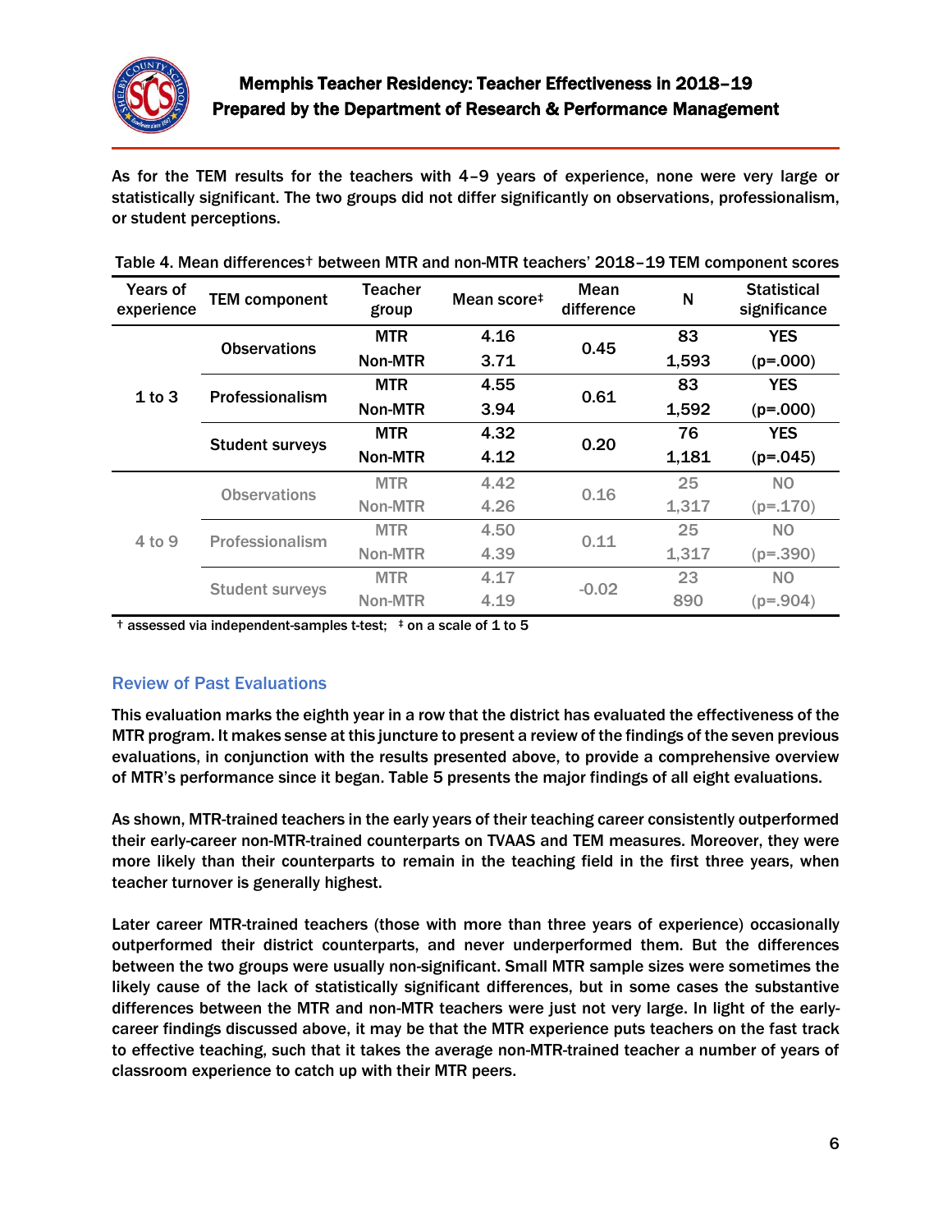As for the TEM results for the teachers with 4–9 years of experience, none were very large or statistically significant. The two groups did not differ significantly on observations, professionalism, or student perceptions.

Table 4. Mean differences† between MTR and non-MTR teachers' 2018–19 TEM component scores

| Years of experience | TEM component | Teacher group | Mean score‡ | Mean difference | N | Statistical significance |
|---|---|---|---|---|---|---|
| 1 to 3 | Observations | MTR | 4.16 | 0.45 | 83 | YES |
| | | Non-MTR | 3.71 | | 1,593 | (p=.000) |
| | Professionalism | MTR | 4.55 | 0.61 | 83 | YES |
| | | Non-MTR | 3.94 | | 1,592 | (p=.000) |
| | Student surveys | MTR | 4.32 | 0.20 | 76 | YES |
| | | Non-MTR | 4.12 | | 1,181 | (p=.045) |
| 4 to 9 | Observations | MTR | 4.42 | 0.16 | 25 | NO |
| | | Non-MTR | 4.26 | | 1,317 | (p=.170) |
| | Professionalism | MTR | 4.50 | 0.11 | 25 | NO |
| | | Non-MTR | 4.39 | | 1,317 | (p=.390) |
| | Student surveys | MTR | 4.17 | -0.02 | 23 | NO |
| | | Non-MTR | 4.19 | | 890 | (p=.904) |

† assessed via independent-samples t-test; ‡ on a scale of 1 to 5

## Review of Past Evaluations

This evaluation marks the eighth year in a row that the district has evaluated the effectiveness of the MTR program. It makes sense at this juncture to present a review of the findings of the seven previous evaluations, in conjunction with the results presented above, to provide a comprehensive overview of MTR's performance since it began. Table 5 presents the major findings of all eight evaluations.

As shown, MTR-trained teachers in the early years of their teaching career consistently outperformed their early-career non-MTR-trained counterparts on TVAAS and TEM measures. Moreover, they were more likely than their counterparts to remain in the teaching field in the first three years, when teacher turnover is generally highest.

Later career MTR-trained teachers (those with more than three years of experience) occasionally outperformed their district counterparts, and never underperformed them. But the differences between the two groups were usually non-significant. Small MTR sample sizes were sometimes the likely cause of the lack of statistically significant differences, but in some cases the substantive differences between the MTR and non-MTR teachers were just not very large. In light of the early-career findings discussed above, it may be that the MTR experience puts teachers on the fast track to effective teaching, such that it takes the average non-MTR-trained teacher a number of years of classroom experience to catch up with their MTR peers.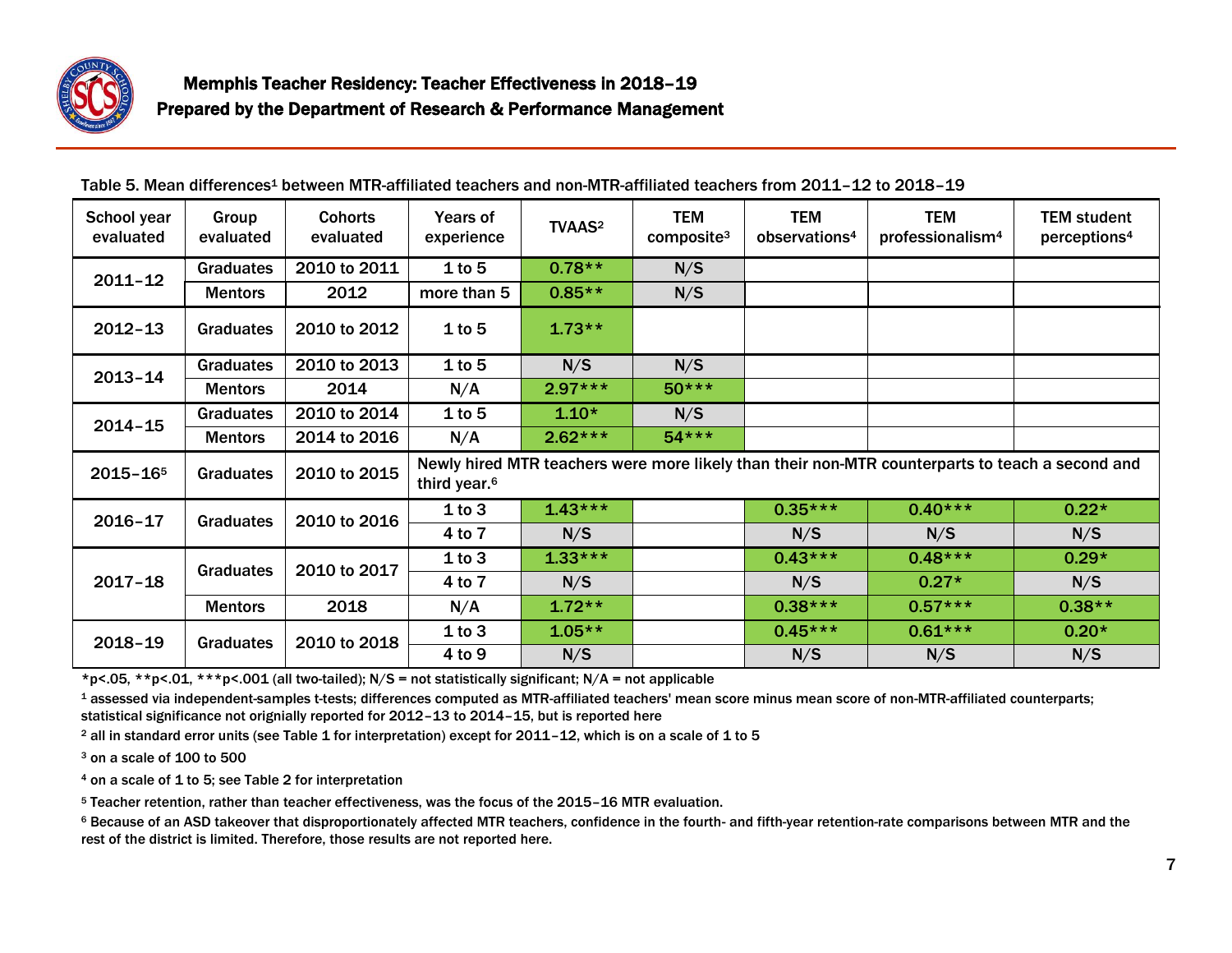# Memphis Teacher Residency: Teacher Effectiveness in 2018–19

## Prepared by the Department of Research & Performance Management

Table 5. Mean differences[1] between MTR-affiliated teachers and non-MTR-affiliated teachers from 2011–12 to 2018–19

| School year evaluated | Group evaluated | Cohorts evaluated | Years of experience | TVAAS[2] | TEM composite[3] | TEM observations[4] | TEM professionalism[4] | TEM student perceptions[4] |
|---|---|---|---|---|---|---|---|---|
| 2011–12 | Graduates | 2010 to 2011 | 1 to 5 | 0.78** | N/S | | | |
| | Mentors | 2012 | more than 5 | 0.85** | N/S | | | |
| 2012–13 | Graduates | 2010 to 2012 | 1 to 5 | 1.73** | | | | |
| 2013–14 | Graduates | 2010 to 2013 | 1 to 5 | N/S | N/S | | | |
| | Mentors | 2014 | N/A | 2.97*** | 50*** | | | |
| 2014–15 | Graduates | 2010 to 2014 | 1 to 5 | 1.10* | N/S | | | |
| | Mentors | 2014 to 2016 | N/A | 2.62*** | 54*** | | | |
| 2015–16[5] | Graduates | 2010 to 2015 | Newly hired MTR teachers were more likely than their non-MTR counterparts to teach a second and third year.[6] | | | | | |
| 2016–17 | Graduates | 2010 to 2016 | 1 to 3 | 1.43*** | | 0.35*** | 0.40*** | 0.22* |
| | | | 4 to 7 | N/S | | N/S | N/S | N/S |
| 2017–18 | Graduates | 2010 to 2017 | 1 to 3 | 1.33*** | | 0.43*** | 0.48*** | 0.29* |
| | | | 4 to 7 | N/S | | N/S | 0.27* | N/S |
| | Mentors | 2018 | N/A | 1.72** | | 0.38*** | 0.57*** | 0.38** |
| 2018–19 | Graduates | 2010 to 2018 | 1 to 3 | 1.05** | | 0.45*** | 0.61*** | 0.20* |
| | | | 4 to 9 | N/S | | N/S | N/S | N/S |

*p<.05, **p<.01, ***p<.001 (all two-tailed); N/S = not statistically significant; N/A = not applicable

[1] assessed via independent-samples t-tests; differences computed as MTR-affiliated teachers' mean score minus mean score of non-MTR-affiliated counterparts; statistical significance not orignially reported for 2012–13 to 2014–15, but is reported here

[2] all in standard error units (see Table 1 for interpretation) except for 2011–12, which is on a scale of 1 to 5

[3] on a scale of 100 to 500

[4] on a scale of 1 to 5; see Table 2 for interpretation

[5] Teacher retention, rather than teacher effectiveness, was the focus of the 2015–16 MTR evaluation.

[6] Because of an ASD takeover that disproportionately affected MTR teachers, confidence in the fourth- and fifth-year retention-rate comparisons between MTR and the rest of the district is limited. Therefore, those results are not reported here.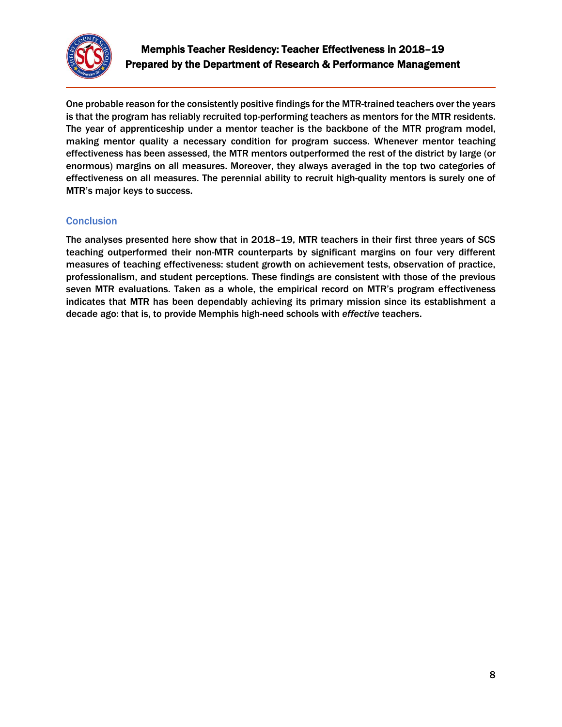One probable reason for the consistently positive findings for the MTR-trained teachers over the years is that the program has reliably recruited top-performing teachers as mentors for the MTR residents. The year of apprenticeship under a mentor teacher is the backbone of the MTR program model, making mentor quality a necessary condition for program success. Whenever mentor teaching effectiveness has been assessed, the MTR mentors outperformed the rest of the district by large (or enormous) margins on all measures. Moreover, they always averaged in the top two categories of effectiveness on all measures. The perennial ability to recruit high-quality mentors is surely one of MTR's major keys to success.

## Conclusion

The analyses presented here show that in 2018–19, MTR teachers in their first three years of SCS teaching outperformed their non-MTR counterparts by significant margins on four very different measures of teaching effectiveness: student growth on achievement tests, observation of practice, professionalism, and student perceptions. These findings are consistent with those of the previous seven MTR evaluations. Taken as a whole, the empirical record on MTR's program effectiveness indicates that MTR has been dependably achieving its primary mission since its establishment a decade ago: that is, to provide Memphis high-need schools with *effective* teachers.